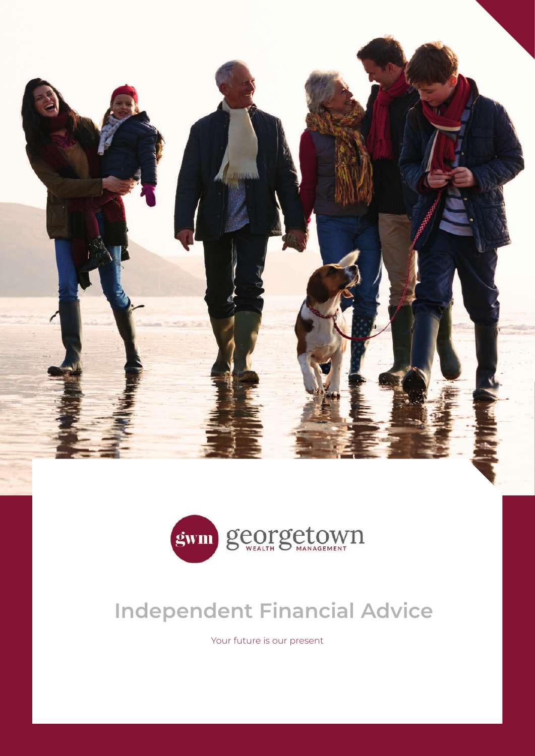gwm georgetown WEALTH MANAGEMENT

# Independent Financial Advice

Your future is our present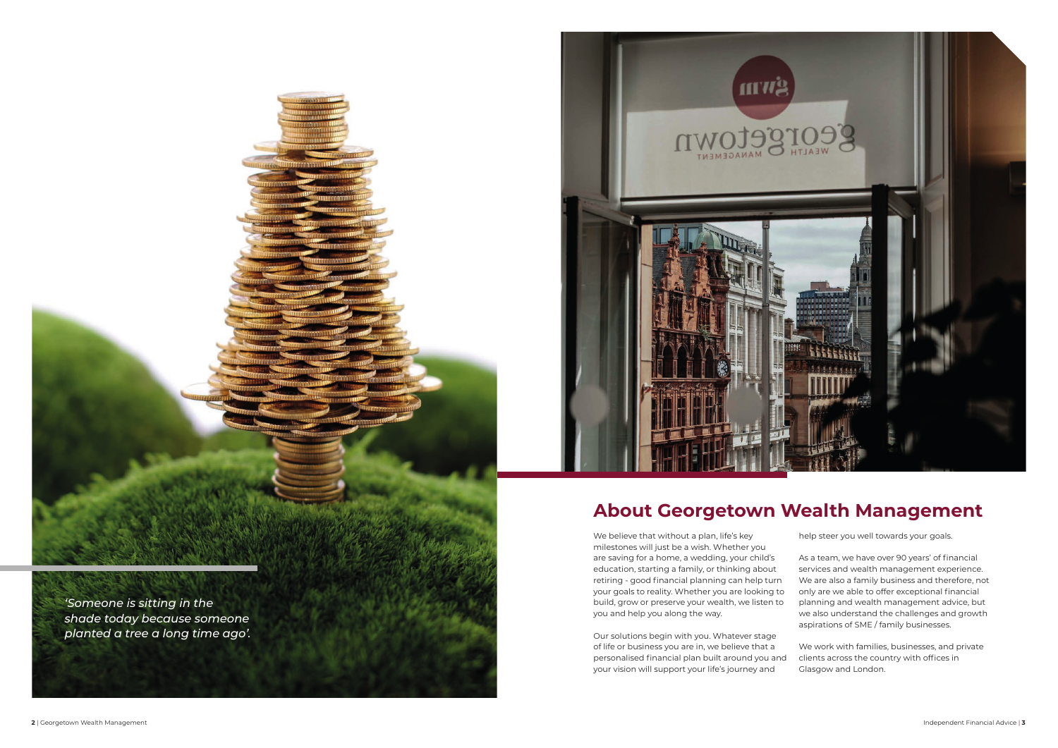*'Someone is sitting in the shade today because someone planted a tree a long time ago'.*

## About Georgetown Wealth Management

We believe that without a plan, life's key milestones will just be a wish. Whether you are saving for a home, a wedding, your child's education, starting a family, or thinking about retiring - good financial planning can help turn your goals to reality. Whether you are looking to build, grow or preserve your wealth, we listen to you and help you along the way.

Our solutions begin with you. Whatever stage of life or business you are in, we believe that a personalised financial plan built around you and your vision will support your life's journey and help steer you well towards your goals.

As a team, we have over 90 years' of financial services and wealth management experience. We are also a family business and therefore, not only are we able to offer exceptional financial planning and wealth management advice, but we also understand the challenges and growth aspirations of SME / family businesses.

We work with families, businesses, and private clients across the country with offices in Glasgow and London.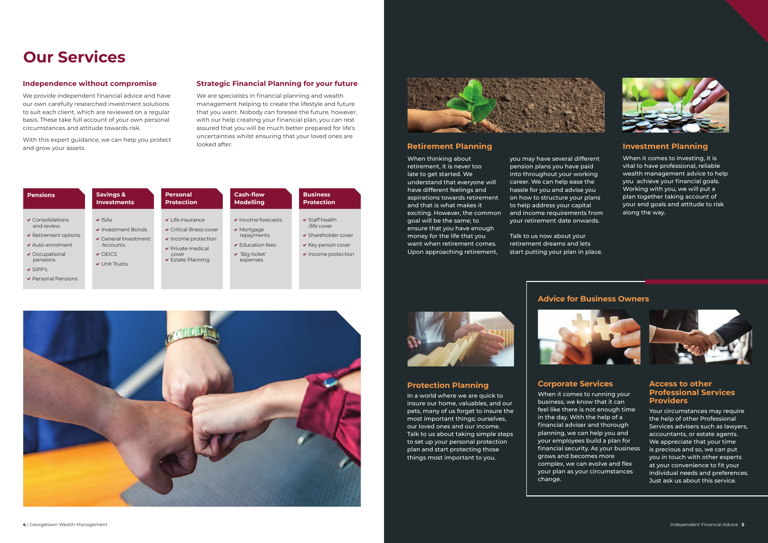# Our Services

## Independence without compromise

We provide independent financial advice and have our own carefully researched investment solutions to suit each client, which are reviewed on a regular basis. These take full account of your own personal circumstances and attitude towards risk.

With this expert guidance, we can help you protect and grow your assets.

## Strategic Financial Planning for your future

We are specialists in financial planning and wealth management helping to create the lifestyle and future that you want. Nobody can foresee the future, however, with our help creating your financial plan, you can rest assured that you will be much better prepared for life's uncertainties whilst ensuring that your loved ones are looked after.

### Pensions

- Consolidations and review
- Retirement options
- Auto-enrolment
- Occupational pensions
- SIPP's
- Personal Pensions

### Savings & Investments

- ISAs
- Investment Bonds
- General Investment Accounts
- OEICS
- Unit Trusts

### Personal Protection

- Life insurance
- Critical illness cover
- Income protection
- Private medical cover
- Estate Planning

### Cash-flow Modelling

- Income forecasts
- Mortgage repayments
- Education fees
- 'Big-ticket' expenses

### Business Protection

- Staff health /life cover
- Shareholder cover
- Key person cover
- Income protection

## Retirement Planning

When thinking about retirement, it is never too late to get started. We understand that everyone will have different feelings and aspirations towards retirement and that is what makes it exciting. However, the common goal will be the same; to ensure that you have enough money for the life that you want when retirement comes. Upon approaching retirement, you may have several different pension plans you have paid into throughout your working career. We can help ease the hassle for you and advise you on how to structure your plans to help address your capital and income requirements from your retirement date onwards.

Talk to us now about your retirement dreams and lets start putting your plan in place.

## Investment Planning

When it comes to investing, it is vital to have professional, reliable wealth management advice to help you achieve your financial goals. Working with you, we will put a plan together taking account of your end goals and attitude to risk along the way.

## Protection Planning

In a world where we are quick to insure our home, valuables, and our pets, many of us forget to insure the most important things; ourselves, our loved ones and our income. Talk to us about taking simple steps to set up your personal protection plan and start protecting those things most important to you.

## Advice for Business Owners

### Corporate Services

When it comes to running your business, we know that it can feel like there is not enough time in the day. With the help of a financial adviser and thorough planning, we can help you and your employees build a plan for financial security. As your business grows and becomes more complex, we can evolve and flex your plan as your circumstances change.

### Access to other Professional Services Providers

Your circumstances may require the help of other Professional Services advisers such as lawyers, accountants, or estate agents. We appreciate that your time is precious and so, we can put you in touch with other experts at your convenience to fit your individual needs and preferences. Just ask us about this service.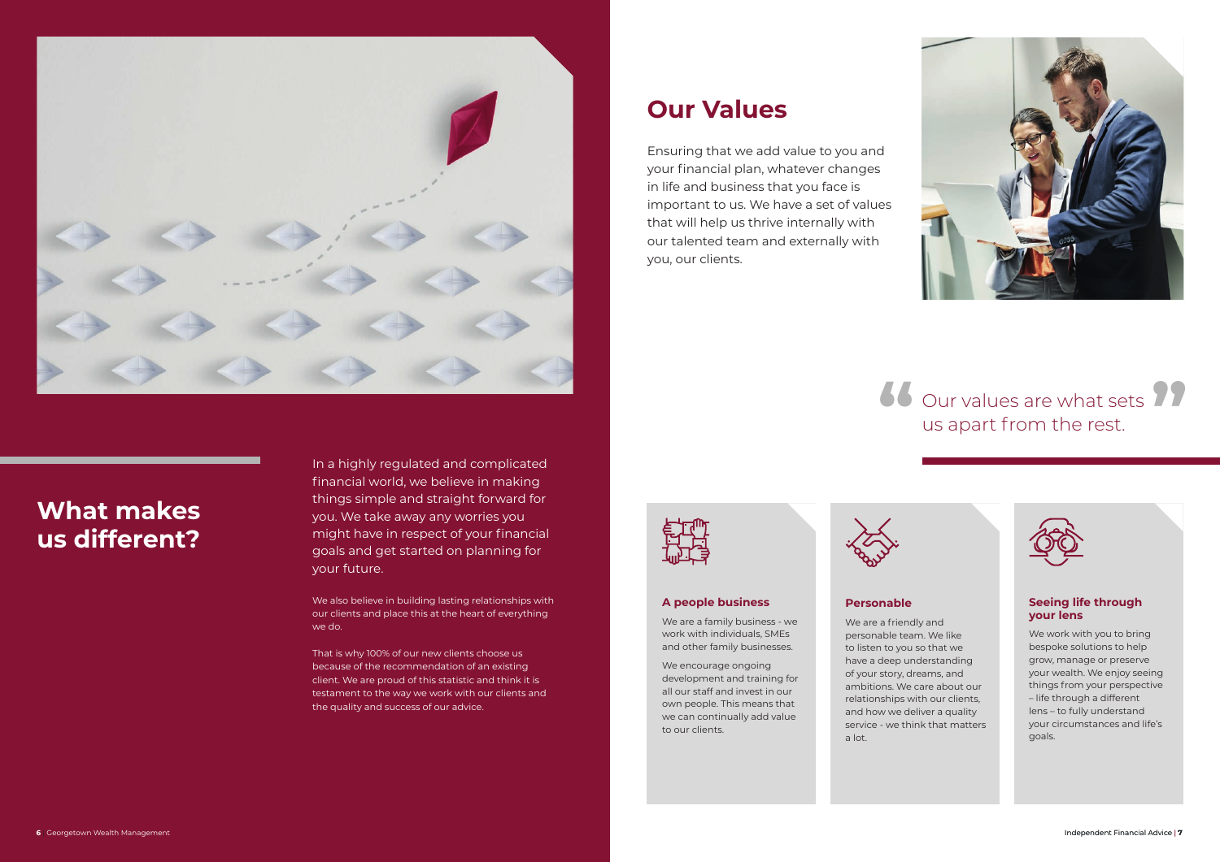## What makes us different?

In a highly regulated and complicated financial world, we believe in making things simple and straight forward for you. We take away any worries you might have in respect of your financial goals and get started on planning for your future.

We also believe in building lasting relationships with our clients and place this at the heart of everything we do.

That is why 100% of our new clients choose us because of the recommendation of an existing client. We are proud of this statistic and think it is testament to the way we work with our clients and the quality and success of our advice.

## Our Values

Ensuring that we add value to you and your financial plan, whatever changes in life and business that you face is important to us. We have a set of values that will help us thrive internally with our talented team and externally with you, our clients.

> “Our values are what sets us apart from the rest.”

### A people business

We are a family business - we work with individuals, SMEs and other family businesses.

We encourage ongoing development and training for all our staff and invest in our own people. This means that we can continually add value to our clients.

### Personable

We are a friendly and personable team. We like to listen to you so that we have a deep understanding of your story, dreams, and ambitions. We care about our relationships with our clients, and how we deliver a quality service - we think that matters a lot.

### Seeing life through your lens

We work with you to bring bespoke solutions to help grow, manage or preserve your wealth. We enjoy seeing things from your perspective – life through a different lens – to fully understand your circumstances and life's goals.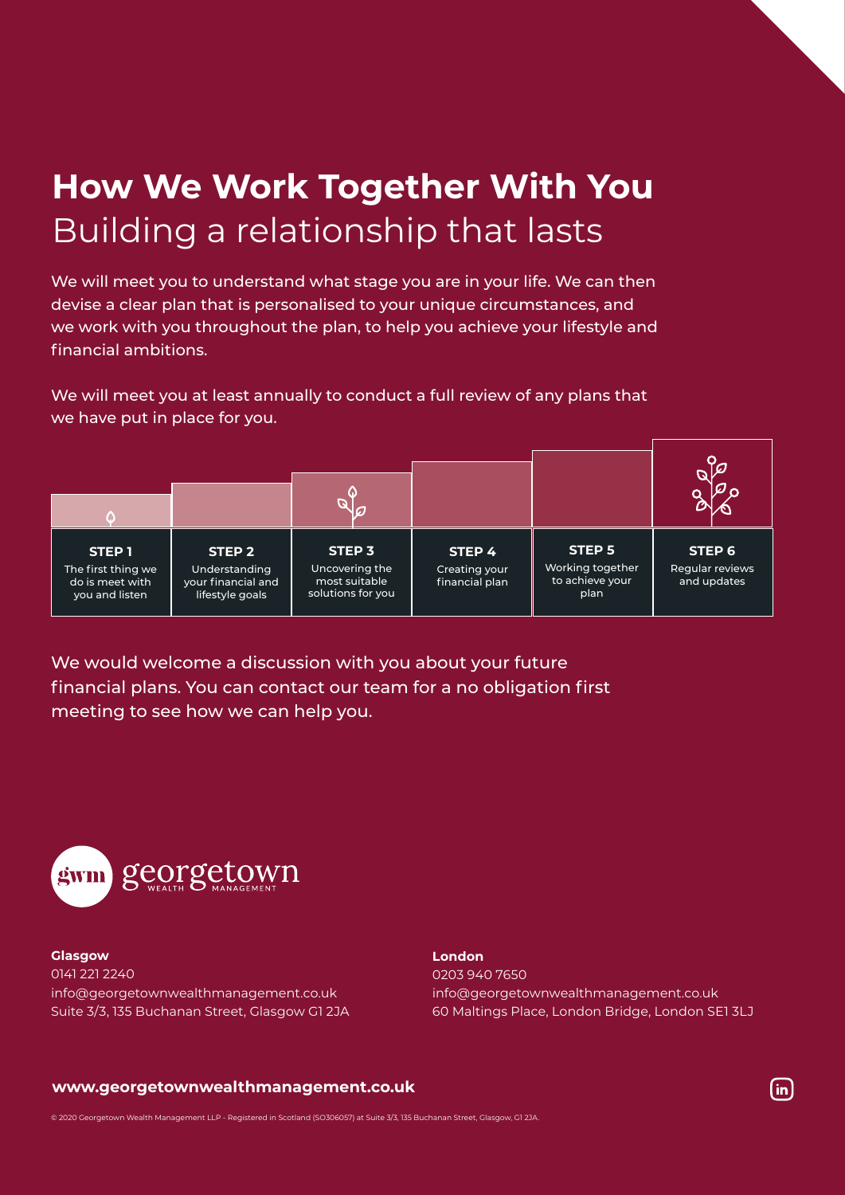# How We Work Together With You

## Building a relationship that lasts

We will meet you to understand what stage you are in your life. We can then devise a clear plan that is personalised to your unique circumstances, and we work with you throughout the plan, to help you achieve your lifestyle and financial ambitions.

We will meet you at least annually to conduct a full review of any plans that we have put in place for you.

| STEP 1 | STEP 2 | STEP 3 | STEP 4 | STEP 5 | STEP 6 |
|---|---|---|---|---|---|
| The first thing we do is meet with you and listen | Understanding your financial and lifestyle goals | Uncovering the most suitable solutions for you | Creating your financial plan | Working together to achieve your plan | Regular reviews and updates |

We would welcome a discussion with you about your future financial plans. You can contact our team for a no obligation first meeting to see how we can help you.

gwm georgetown WEALTH MANAGEMENT

**Glasgow**
0141 221 2240
info@georgetownwealthmanagement.co.uk
Suite 3/3, 135 Buchanan Street, Glasgow G1 2JA

**London**
0203 940 7650
info@georgetownwealthmanagement.co.uk
60 Maltings Place, London Bridge, London SE1 3LJ

**www.georgetownwealthmanagement.co.uk**

© 2020 Georgetown Wealth Management LLP - Registered in Scotland (SO306057) at Suite 3/3, 135 Buchanan Street, Glasgow, G1 2JA.